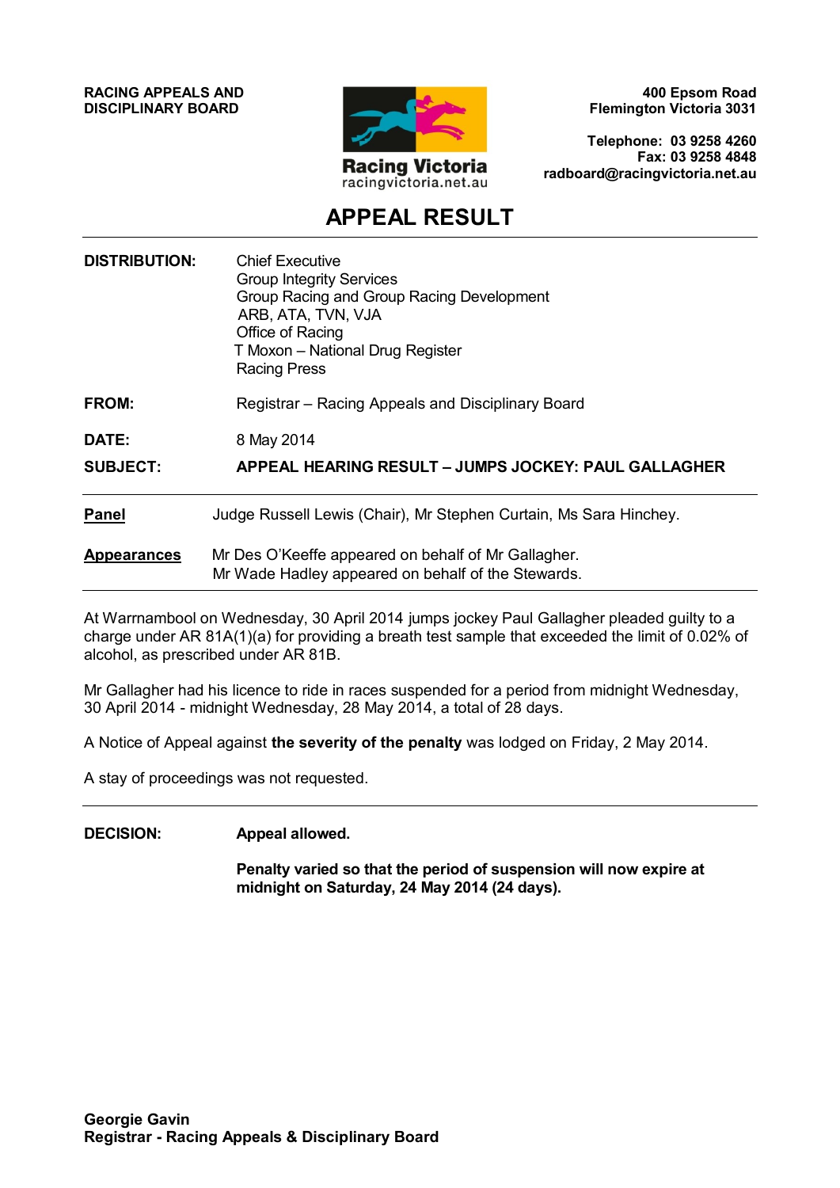**RACING APPEALS AND DISCIPLINARY BOARD**

Racing Victoria
racingvictoria.net.au

**400 Epsom Road**
**Flemington Victoria 3031**

**Telephone: 03 9258 4260**
**Fax: 03 9258 4848**
**radboard@racingvictoria.net.au**

# APPEAL RESULT

**DISTRIBUTION:**
Chief Executive
Group Integrity Services
Group Racing and Group Racing Development
ARB, ATA, TVN, VJA
Office of Racing
T Moxon – National Drug Register
Racing Press

**FROM:** Registrar – Racing Appeals and Disciplinary Board

**DATE:** 8 May 2014

**SUBJECT:** **APPEAL HEARING RESULT – JUMPS JOCKEY: PAUL GALLAGHER**

---

**Panel** Judge Russell Lewis (Chair), Mr Stephen Curtain, Ms Sara Hinchey.

**Appearances** Mr Des O'Keeffe appeared on behalf of Mr Gallagher.
Mr Wade Hadley appeared on behalf of the Stewards.

---

At Warrnambool on Wednesday, 30 April 2014 jumps jockey Paul Gallagher pleaded guilty to a charge under AR 81A(1)(a) for providing a breath test sample that exceeded the limit of 0.02% of alcohol, as prescribed under AR 81B.

Mr Gallagher had his licence to ride in races suspended for a period from midnight Wednesday, 30 April 2014 - midnight Wednesday, 28 May 2014, a total of 28 days.

A Notice of Appeal against **the severity of the penalty** was lodged on Friday, 2 May 2014.

A stay of proceedings was not requested.

---

**DECISION:** **Appeal allowed.**

**Penalty varied so that the period of suspension will now expire at midnight on Saturday, 24 May 2014 (24 days).**

**Georgie Gavin**
**Registrar - Racing Appeals & Disciplinary Board**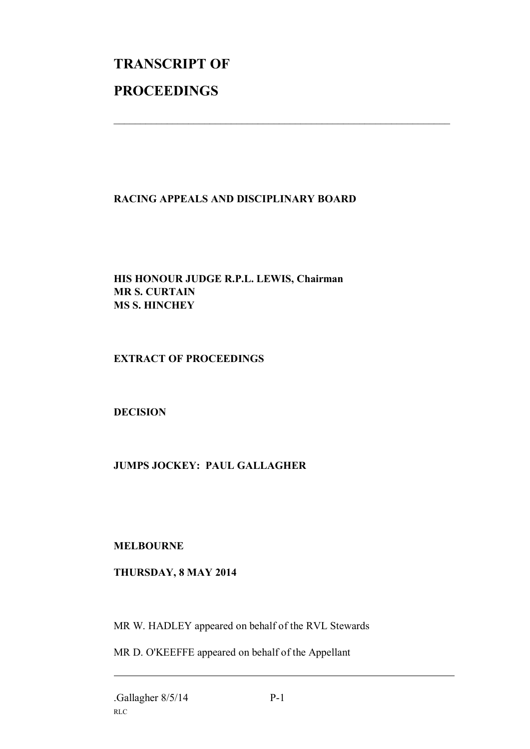# TRANSCRIPT OF

# PROCEEDINGS

---

**RACING APPEALS AND DISCIPLINARY BOARD**

**HIS HONOUR JUDGE R.P.L. LEWIS, Chairman**
**MR S. CURTAIN**
**MS S. HINCHEY**

**EXTRACT OF PROCEEDINGS**

**DECISION**

**JUMPS JOCKEY: PAUL GALLAGHER**

**MELBOURNE**

**THURSDAY, 8 MAY 2014**

MR W. HADLEY appeared on behalf of the RVL Stewards

MR D. O'KEEFFE appeared on behalf of the Appellant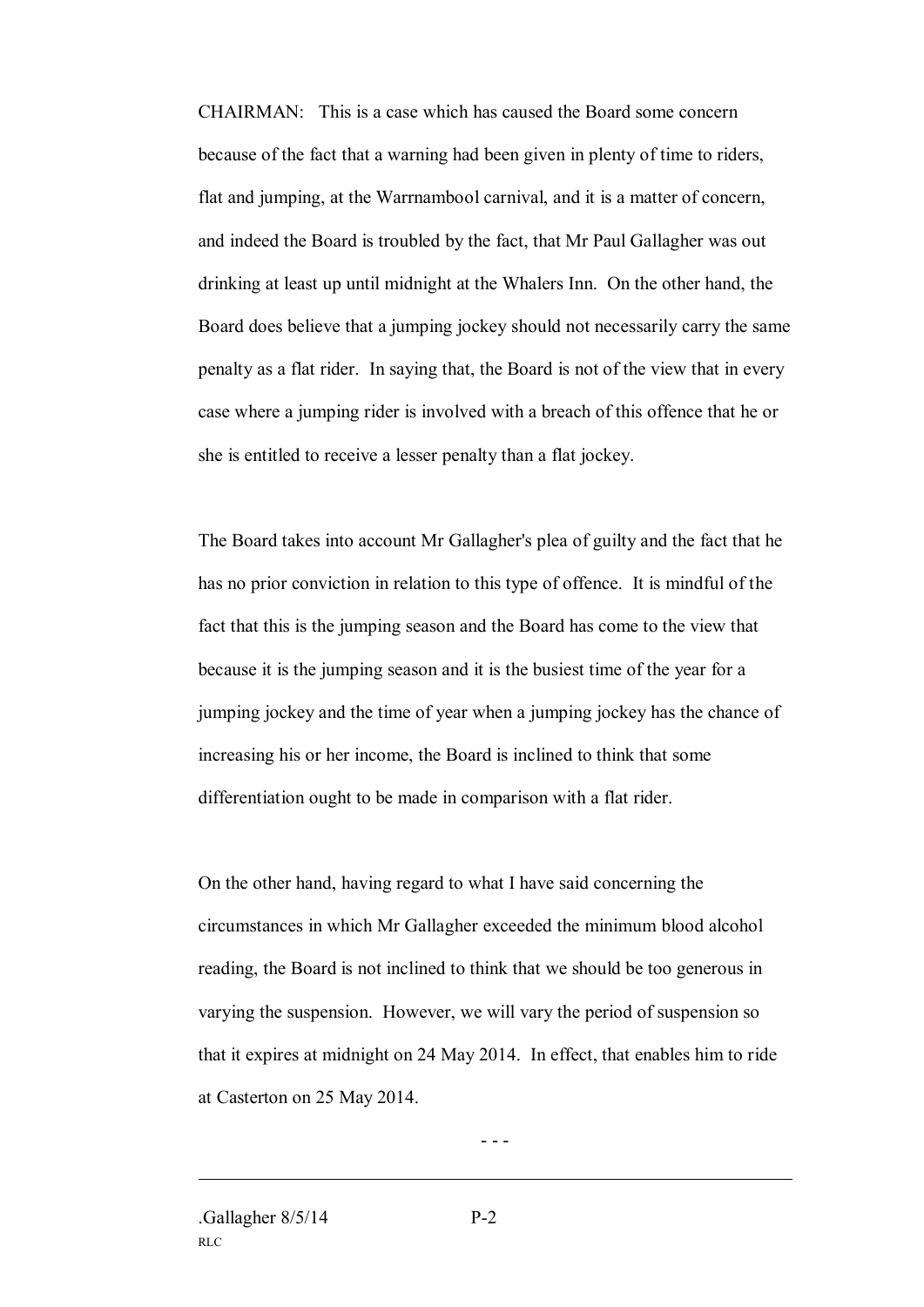CHAIRMAN: This is a case which has caused the Board some concern because of the fact that a warning had been given in plenty of time to riders, flat and jumping, at the Warrnambool carnival, and it is a matter of concern, and indeed the Board is troubled by the fact, that Mr Paul Gallagher was out drinking at least up until midnight at the Whalers Inn. On the other hand, the Board does believe that a jumping jockey should not necessarily carry the same penalty as a flat rider. In saying that, the Board is not of the view that in every case where a jumping rider is involved with a breach of this offence that he or she is entitled to receive a lesser penalty than a flat jockey.

The Board takes into account Mr Gallagher's plea of guilty and the fact that he has no prior conviction in relation to this type of offence. It is mindful of the fact that this is the jumping season and the Board has come to the view that because it is the jumping season and it is the busiest time of the year for a jumping jockey and the time of year when a jumping jockey has the chance of increasing his or her income, the Board is inclined to think that some differentiation ought to be made in comparison with a flat rider.

On the other hand, having regard to what I have said concerning the circumstances in which Mr Gallagher exceeded the minimum blood alcohol reading, the Board is not inclined to think that we should be too generous in varying the suspension. However, we will vary the period of suspension so that it expires at midnight on 24 May 2014. In effect, that enables him to ride at Casterton on 25 May 2014.

- - -